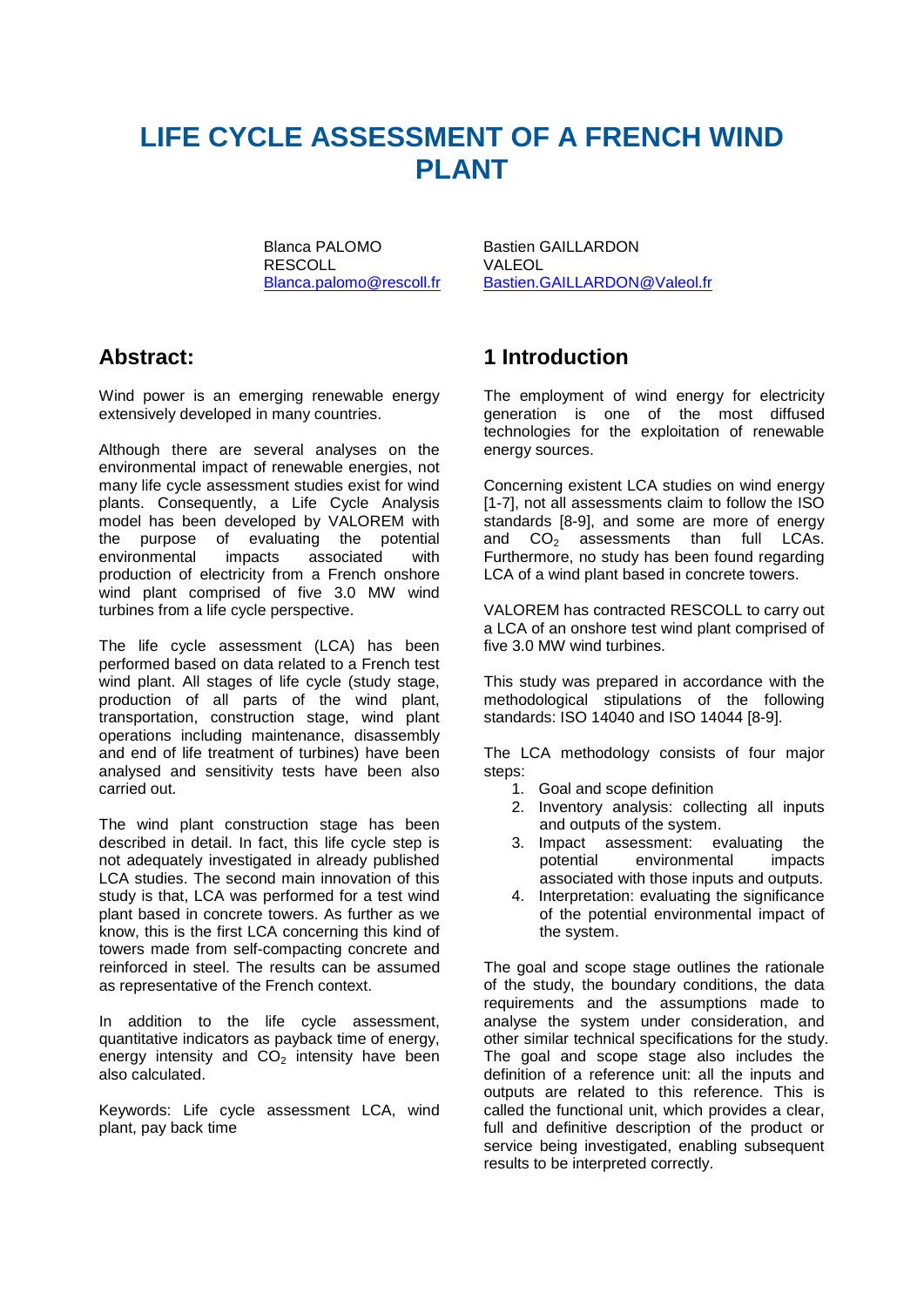# LIFE CYCLE ASSESSMENT OF A FRENCH WIND PLANT

Blanca PALOMO
RESCOLL
Blanca.palomo@rescoll.fr

Bastien GAILLARDON
VALEOL
Bastien.GAILLARDON@Valeol.fr

## Abstract:

Wind power is an emerging renewable energy extensively developed in many countries.

Although there are several analyses on the environmental impact of renewable energies, not many life cycle assessment studies exist for wind plants. Consequently, a Life Cycle Analysis model has been developed by VALOREM with the purpose of evaluating the potential environmental impacts associated with production of electricity from a French onshore wind plant comprised of five 3.0 MW wind turbines from a life cycle perspective.

The life cycle assessment (LCA) has been performed based on data related to a French test wind plant. All stages of life cycle (study stage, production of all parts of the wind plant, transportation, construction stage, wind plant operations including maintenance, disassembly and end of life treatment of turbines) have been analysed and sensitivity tests have been also carried out.

The wind plant construction stage has been described in detail. In fact, this life cycle step is not adequately investigated in already published LCA studies. The second main innovation of this study is that, LCA was performed for a test wind plant based in concrete towers. As further as we know, this is the first LCA concerning this kind of towers made from self-compacting concrete and reinforced in steel. The results can be assumed as representative of the French context.

In addition to the life cycle assessment, quantitative indicators as payback time of energy, energy intensity and $CO_2$ intensity have been also calculated.

Keywords: Life cycle assessment LCA, wind plant, pay back time

## 1 Introduction

The employment of wind energy for electricity generation is one of the most diffused technologies for the exploitation of renewable energy sources.

Concerning existent LCA studies on wind energy [1-7], not all assessments claim to follow the ISO standards [8-9], and some are more of energy and $CO_2$ assessments than full LCAs. Furthermore, no study has been found regarding LCA of a wind plant based in concrete towers.

VALOREM has contracted RESCOLL to carry out a LCA of an onshore test wind plant comprised of five 3.0 MW wind turbines.

This study was prepared in accordance with the methodological stipulations of the following standards: ISO 14040 and ISO 14044 [8-9].

The LCA methodology consists of four major steps:

1. Goal and scope definition
2. Inventory analysis: collecting all inputs and outputs of the system.
3. Impact assessment: evaluating the potential environmental impacts associated with those inputs and outputs.
4. Interpretation: evaluating the significance of the potential environmental impact of the system.

The goal and scope stage outlines the rationale of the study, the boundary conditions, the data requirements and the assumptions made to analyse the system under consideration, and other similar technical specifications for the study. The goal and scope stage also includes the definition of a reference unit: all the inputs and outputs are related to this reference. This is called the functional unit, which provides a clear, full and definitive description of the product or service being investigated, enabling subsequent results to be interpreted correctly.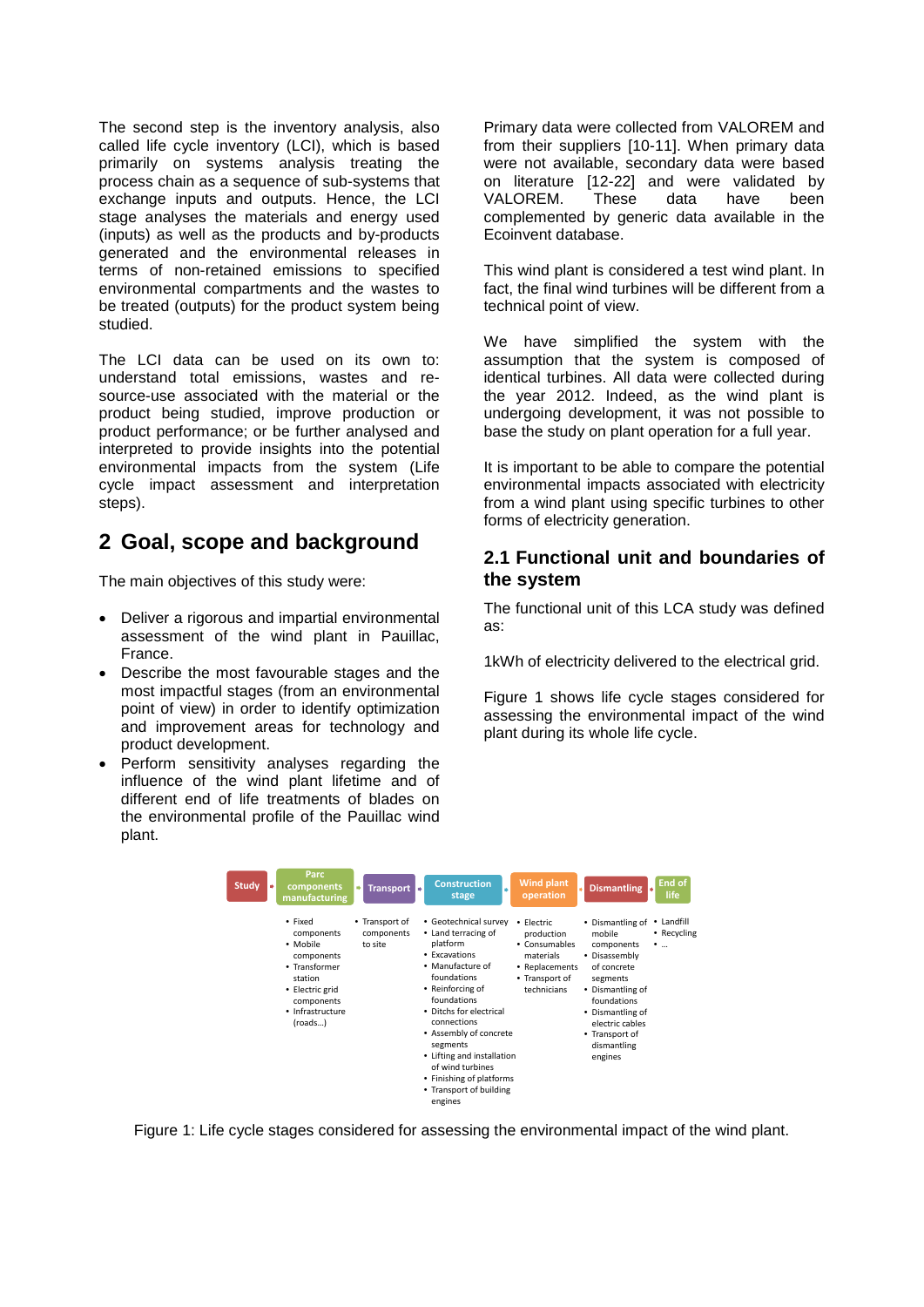The second step is the inventory analysis, also called life cycle inventory (LCI), which is based primarily on systems analysis treating the process chain as a sequence of sub-systems that exchange inputs and outputs. Hence, the LCI stage analyses the materials and energy used (inputs) as well as the products and by-products generated and the environmental releases in terms of non-retained emissions to specified environmental compartments and the wastes to be treated (outputs) for the product system being studied.

The LCI data can be used on its own to: understand total emissions, wastes and re-source-use associated with the material or the product being studied, improve production or product performance; or be further analysed and interpreted to provide insights into the potential environmental impacts from the system (Life cycle impact assessment and interpretation steps).

## 2 Goal, scope and background

The main objectives of this study were:

- Deliver a rigorous and impartial environmental assessment of the wind plant in Pauillac, France.
- Describe the most favourable stages and the most impactful stages (from an environmental point of view) in order to identify optimization and improvement areas for technology and product development.
- Perform sensitivity analyses regarding the influence of the wind plant lifetime and of different end of life treatments of blades on the environmental profile of the Pauillac wind plant.

Primary data were collected from VALOREM and from their suppliers [10-11]. When primary data were not available, secondary data were based on literature [12-22] and were validated by VALOREM. These data have been complemented by generic data available in the Ecoinvent database.

This wind plant is considered a test wind plant. In fact, the final wind turbines will be different from a technical point of view.

We have simplified the system with the assumption that the system is composed of identical turbines. All data were collected during the year 2012. Indeed, as the wind plant is undergoing development, it was not possible to base the study on plant operation for a full year.

It is important to be able to compare the potential environmental impacts associated with electricity from a wind plant using specific turbines to other forms of electricity generation.

### 2.1 Functional unit and boundaries of the system

The functional unit of this LCA study was defined as:

1kWh of electricity delivered to the electrical grid.

Figure 1 shows life cycle stages considered for assessing the environmental impact of the wind plant during its whole life cycle.

| Study | Parc components manufacturing | Transport | Construction stage | Wind plant operation | Dismantling | End of life |
|---|---|---|---|---|---|---|
| | • Fixed components<br>• Mobile components<br>• Transformer station<br>• Electric grid components<br>• Infrastructure (roads…) | • Transport of components to site | • Geotechnical survey<br>• Land terracing of platform<br>• Excavations<br>• Manufacture of foundations<br>• Reinforcing of foundations<br>• Ditchs for electrical connections<br>• Assembly of concrete segments<br>• Lifting and installation of wind turbines<br>• Finishing of platforms<br>• Transport of building engines | • Electric production<br>• Consumables materials<br>• Replacements<br>• Transport of technicians | • Dismantling of mobile components<br>• Disassembly of concrete segments<br>• Dismantling of foundations<br>• Dismantling of electric cables<br>• Transport of dismantling engines | • Landfill<br>• Recycling<br>• … |

Figure 1: Life cycle stages considered for assessing the environmental impact of the wind plant.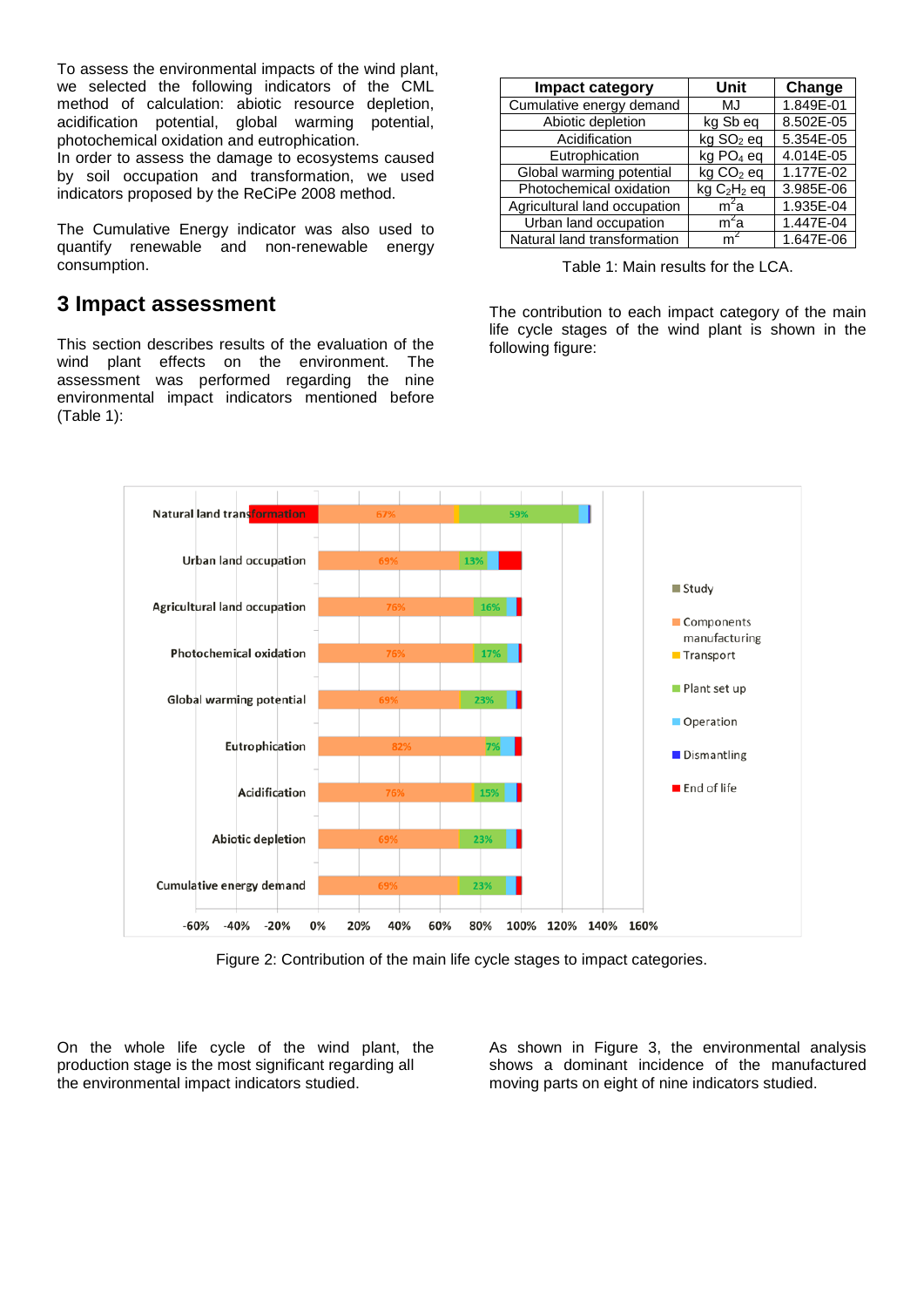To assess the environmental impacts of the wind plant, we selected the following indicators of the CML method of calculation: abiotic resource depletion, acidification potential, global warming potential, photochemical oxidation and eutrophication.
In order to assess the damage to ecosystems caused by soil occupation and transformation, we used indicators proposed by the ReCiPe 2008 method.

The Cumulative Energy indicator was also used to quantify renewable and non-renewable energy consumption.

## 3 Impact assessment

This section describes results of the evaluation of the wind plant effects on the environment. The assessment was performed regarding the nine environmental impact indicators mentioned before (Table 1):

| Impact category | Unit | Change |
|---|---|---|
| Cumulative energy demand | MJ | 1.849E-01 |
| Abiotic depletion | kg Sb eq | 8.502E-05 |
| Acidification | kg $SO_2$ eq | 5.354E-05 |
| Eutrophication | kg $PO_4$ eq | 4.014E-05 |
| Global warming potential | kg $CO_2$ eq | 1.177E-02 |
| Photochemical oxidation | kg $C_2H_2$ eq | 3.985E-06 |
| Agricultural land occupation | $m^2a$ | 1.935E-04 |
| Urban land occupation | $m^2a$ | 1.447E-04 |
| Natural land transformation | $m^2$ | 1.647E-06 |

Table 1: Main results for the LCA.

The contribution to each impact category of the main life cycle stages of the wind plant is shown in the following figure:

Figure 2: Contribution of the main life cycle stages to impact categories.

On the whole life cycle of the wind plant, the production stage is the most significant regarding all the environmental impact indicators studied.

As shown in Figure 3, the environmental analysis shows a dominant incidence of the manufactured moving parts on eight of nine indicators studied.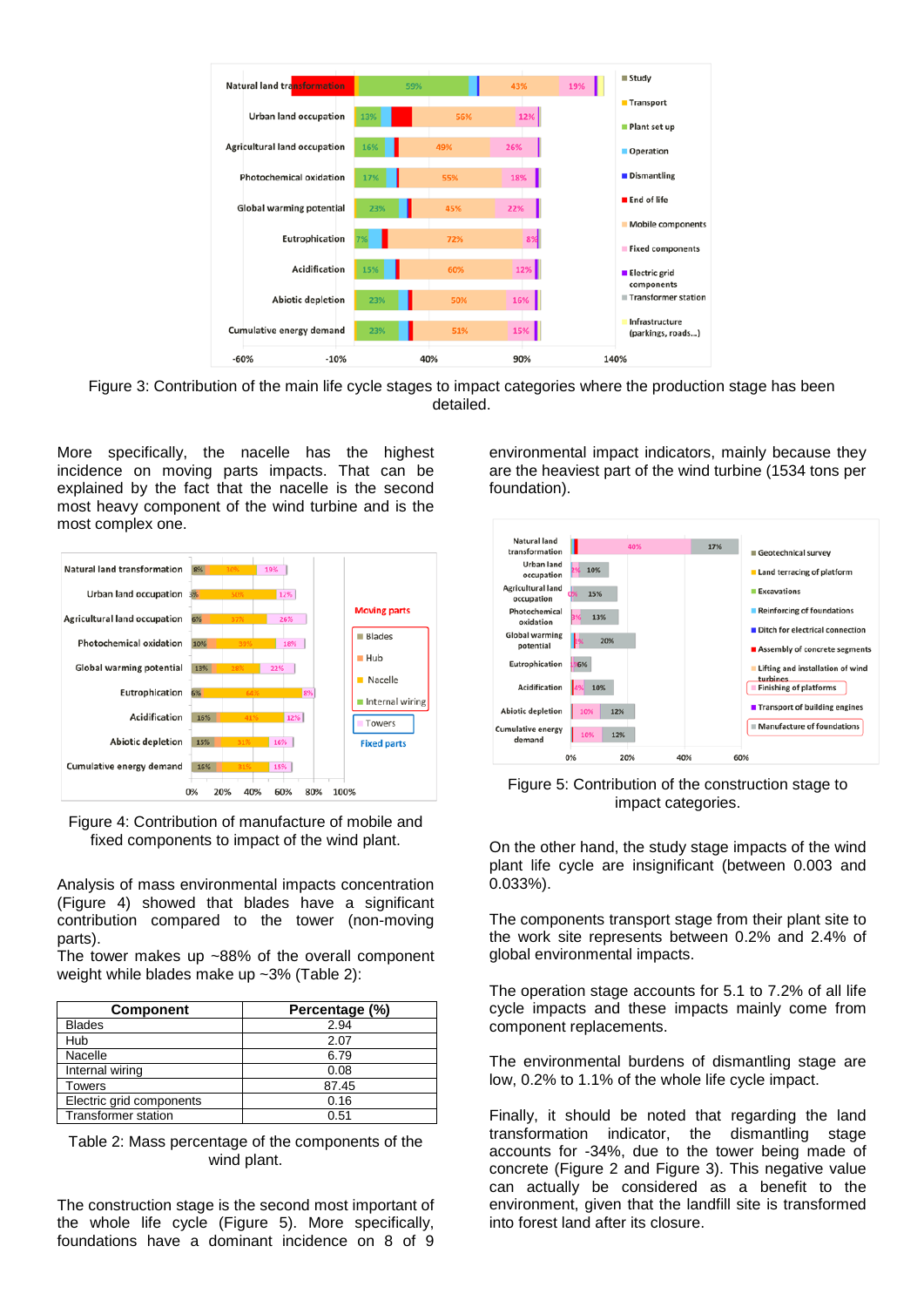Figure 3: Contribution of the main life cycle stages to impact categories where the production stage has been detailed.

More specifically, the nacelle has the highest incidence on moving parts impacts. That can be explained by the fact that the nacelle is the second most heavy component of the wind turbine and is the most complex one.

Figure 4: Contribution of manufacture of mobile and fixed components to impact of the wind plant.

Analysis of mass environmental impacts concentration (Figure 4) showed that blades have a significant contribution compared to the tower (non-moving parts).
The tower makes up ~88% of the overall component weight while blades make up ~3% (Table 2):

| Component | Percentage (%) |
|---|---|
| Blades | 2.94 |
| Hub | 2.07 |
| Nacelle | 6.79 |
| Internal wiring | 0.08 |
| Towers | 87.45 |
| Electric grid components | 0.16 |
| Transformer station | 0.51 |

Table 2: Mass percentage of the components of the wind plant.

The construction stage is the second most important of the whole life cycle (Figure 5). More specifically, foundations have a dominant incidence on 8 of 9 environmental impact indicators, mainly because they are the heaviest part of the wind turbine (1534 tons per foundation).

Figure 5: Contribution of the construction stage to impact categories.

On the other hand, the study stage impacts of the wind plant life cycle are insignificant (between 0.003 and 0.033%).

The components transport stage from their plant site to the work site represents between 0.2% and 2.4% of global environmental impacts.

The operation stage accounts for 5.1 to 7.2% of all life cycle impacts and these impacts mainly come from component replacements.

The environmental burdens of dismantling stage are low, 0.2% to 1.1% of the whole life cycle impact.

Finally, it should be noted that regarding the land transformation indicator, the dismantling stage accounts for -34%, due to the tower being made of concrete (Figure 2 and Figure 3). This negative value can actually be considered as a benefit to the environment, given that the landfill site is transformed into forest land after its closure.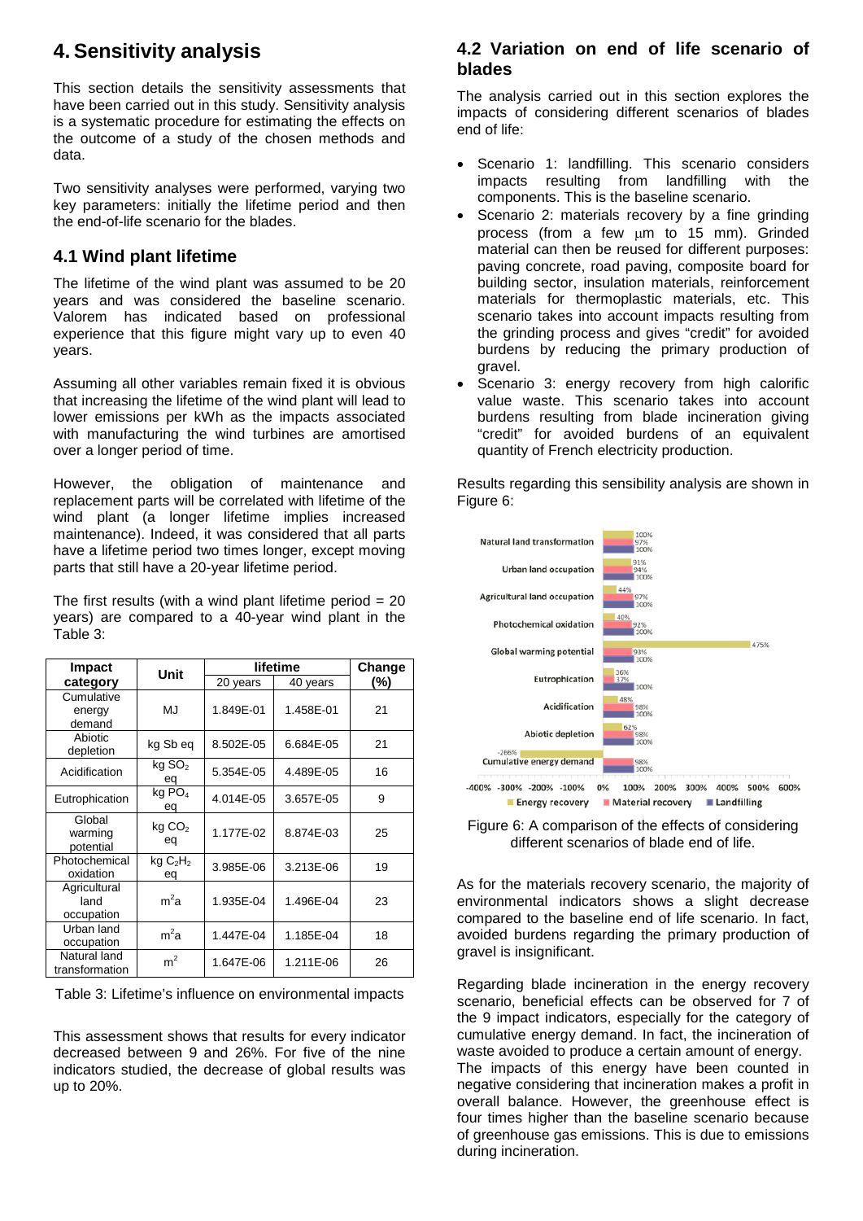# 4. Sensitivity analysis

This section details the sensitivity assessments that have been carried out in this study. Sensitivity analysis is a systematic procedure for estimating the effects on the outcome of a study of the chosen methods and data.

Two sensitivity analyses were performed, varying two key parameters: initially the lifetime period and then the end-of-life scenario for the blades.

## 4.1 Wind plant lifetime

The lifetime of the wind plant was assumed to be 20 years and was considered the baseline scenario. Valorem has indicated based on professional experience that this figure might vary up to even 40 years.

Assuming all other variables remain fixed it is obvious that increasing the lifetime of the wind plant will lead to lower emissions per kWh as the impacts associated with manufacturing the wind turbines are amortised over a longer period of time.

However, the obligation of maintenance and replacement parts will be correlated with lifetime of the wind plant (a longer lifetime implies increased maintenance). Indeed, it was considered that all parts have a lifetime period two times longer, except moving parts that still have a 20-year lifetime period.

The first results (with a wind plant lifetime period = 20 years) are compared to a 40-year wind plant in the Table 3:

| Impact category | Unit | lifetime | | Change (%) |
|---|---|---|---|---|
| | | 20 years | 40 years | |
| Cumulative energy demand | MJ | 1.849E-01 | 1.458E-01 | 21 |
| Abiotic depletion | kg Sb eq | 8.502E-05 | 6.684E-05 | 21 |
| Acidification | kg $SO_2$ eq | 5.354E-05 | 4.489E-05 | 16 |
| Eutrophication | kg $PO_4$ eq | 4.014E-05 | 3.657E-05 | 9 |
| Global warming potential | kg $CO_2$ eq | 1.177E-02 | 8.874E-03 | 25 |
| Photochemical oxidation | kg $C_2H_2$ eq | 3.985E-06 | 3.213E-06 | 19 |
| Agricultural land occupation | $m^2a$ | 1.935E-04 | 1.496E-04 | 23 |
| Urban land occupation | $m^2a$ | 1.447E-04 | 1.185E-04 | 18 |
| Natural land transformation | $m^2$ | 1.647E-06 | 1.211E-06 | 26 |

Table 3: Lifetime's influence on environmental impacts

This assessment shows that results for every indicator decreased between 9 and 26%. For five of the nine indicators studied, the decrease of global results was up to 20%.

## 4.2 Variation on end of life scenario of blades

The analysis carried out in this section explores the impacts of considering different scenarios of blades end of life:

- Scenario 1: landfilling. This scenario considers impacts resulting from landfilling with the components. This is the baseline scenario.
- Scenario 2: materials recovery by a fine grinding process (from a few μm to 15 mm). Grinded material can then be reused for different purposes: paving concrete, road paving, composite board for building sector, insulation materials, reinforcement materials for thermoplastic materials, etc. This scenario takes into account impacts resulting from the grinding process and gives "credit" for avoided burdens by reducing the primary production of gravel.
- Scenario 3: energy recovery from high calorific value waste. This scenario takes into account burdens resulting from blade incineration giving "credit" for avoided burdens of an equivalent quantity of French electricity production.

Results regarding this sensibility analysis are shown in Figure 6:

Figure 6: A comparison of the effects of considering different scenarios of blade end of life.

As for the materials recovery scenario, the majority of environmental indicators shows a slight decrease compared to the baseline end of life scenario. In fact, avoided burdens regarding the primary production of gravel is insignificant.

Regarding blade incineration in the energy recovery scenario, beneficial effects can be observed for 7 of the 9 impact indicators, especially for the category of cumulative energy demand. In fact, the incineration of waste avoided to produce a certain amount of energy. The impacts of this energy have been counted in negative considering that incineration makes a profit in overall balance. However, the greenhouse effect is four times higher than the baseline scenario because of greenhouse gas emissions. This is due to emissions during incineration.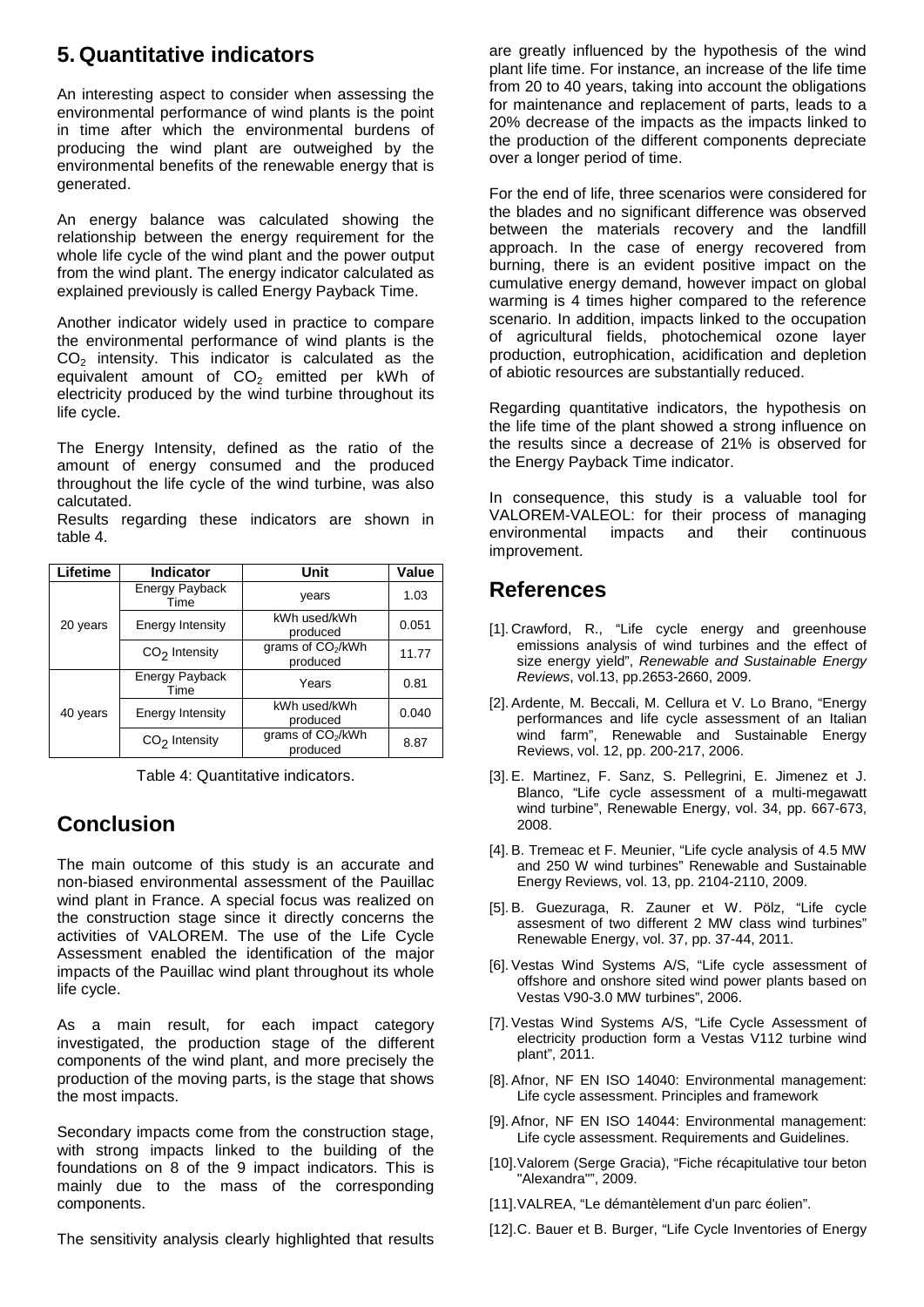## 5. Quantitative indicators

An interesting aspect to consider when assessing the environmental performance of wind plants is the point in time after which the environmental burdens of producing the wind plant are outweighed by the environmental benefits of the renewable energy that is generated.

An energy balance was calculated showing the relationship between the energy requirement for the whole life cycle of the wind plant and the power output from the wind plant. The energy indicator calculated as explained previously is called Energy Payback Time.

Another indicator widely used in practice to compare the environmental performance of wind plants is the $CO_2$ intensity. This indicator is calculated as the equivalent amount of $CO_2$ emitted per kWh of electricity produced by the wind turbine throughout its life cycle.

The Energy Intensity, defined as the ratio of the amount of energy consumed and the produced throughout the life cycle of the wind turbine, was also calcutated.

Results regarding these indicators are shown in table 4.

| Lifetime | Indicator | Unit | Value |
|---|---|---|---|
| 20 years | Energy Payback Time | years | 1.03 |
| | Energy Intensity | kWh used/kWh produced | 0.051 |
| | $CO_2$ Intensity | grams of $CO_2$/kWh produced | 11.77 |
| 40 years | Energy Payback Time | Years | 0.81 |
| | Energy Intensity | kWh used/kWh produced | 0.040 |
| | $CO_2$ Intensity | grams of $CO_2$/kWh produced | 8.87 |

Table 4: Quantitative indicators.

## Conclusion

The main outcome of this study is an accurate and non-biased environmental assessment of the Pauillac wind plant in France. A special focus was realized on the construction stage since it directly concerns the activities of VALOREM. The use of the Life Cycle Assessment enabled the identification of the major impacts of the Pauillac wind plant throughout its whole life cycle.

As a main result, for each impact category investigated, the production stage of the different components of the wind plant, and more precisely the production of the moving parts, is the stage that shows the most impacts.

Secondary impacts come from the construction stage, with strong impacts linked to the building of the foundations on 8 of the 9 impact indicators. This is mainly due to the mass of the corresponding components.

The sensitivity analysis clearly highlighted that results are greatly influenced by the hypothesis of the wind plant life time. For instance, an increase of the life time from 20 to 40 years, taking into account the obligations for maintenance and replacement of parts, leads to a 20% decrease of the impacts as the impacts linked to the production of the different components depreciate over a longer period of time.

For the end of life, three scenarios were considered for the blades and no significant difference was observed between the materials recovery and the landfill approach. In the case of energy recovered from burning, there is an evident positive impact on the cumulative energy demand, however impact on global warming is 4 times higher compared to the reference scenario. In addition, impacts linked to the occupation of agricultural fields, photochemical ozone layer production, eutrophication, acidification and depletion of abiotic resources are substantially reduced.

Regarding quantitative indicators, the hypothesis on the life time of the plant showed a strong influence on the results since a decrease of 21% is observed for the Energy Payback Time indicator.

In consequence, this study is a valuable tool for VALOREM-VALEOL: for their process of managing environmental impacts and their continuous improvement.

## References

[1]. Crawford, R., "Life cycle energy and greenhouse emissions analysis of wind turbines and the effect of size energy yield", *Renewable and Sustainable Energy Reviews*, vol.13, pp.2653-2660, 2009.

[2]. Ardente, M. Beccali, M. Cellura et V. Lo Brano, "Energy performances and life cycle assessment of an Italian wind farm", Renewable and Sustainable Energy Reviews, vol. 12, pp. 200-217, 2006.

[3]. E. Martinez, F. Sanz, S. Pellegrini, E. Jimenez et J. Blanco, "Life cycle assessment of a multi-megawatt wind turbine", Renewable Energy, vol. 34, pp. 667-673, 2008.

[4]. B. Tremeac et F. Meunier, "Life cycle analysis of 4.5 MW and 250 W wind turbines" Renewable and Sustainable Energy Reviews, vol. 13, pp. 2104-2110, 2009.

[5]. B. Guezuraga, R. Zauner et W. Pölz, "Life cycle assesment of two different 2 MW class wind turbines" Renewable Energy, vol. 37, pp. 37-44, 2011.

[6]. Vestas Wind Systems A/S, "Life cycle assessment of offshore and onshore sited wind power plants based on Vestas V90-3.0 MW turbines", 2006.

[7]. Vestas Wind Systems A/S, "Life Cycle Assessment of electricity production form a Vestas V112 turbine wind plant", 2011.

[8]. Afnor, NF EN ISO 14040: Environmental management: Life cycle assessment. Principles and framework

[9]. Afnor, NF EN ISO 14044: Environmental management: Life cycle assessment. Requirements and Guidelines.

[10]. Valorem (Serge Gracia), "Fiche récapitulative tour beton "Alexandra"", 2009.

[11]. VALREA, "Le démantèlement d'un parc éolien".

[12]. C. Bauer et B. Burger, "Life Cycle Inventories of Energy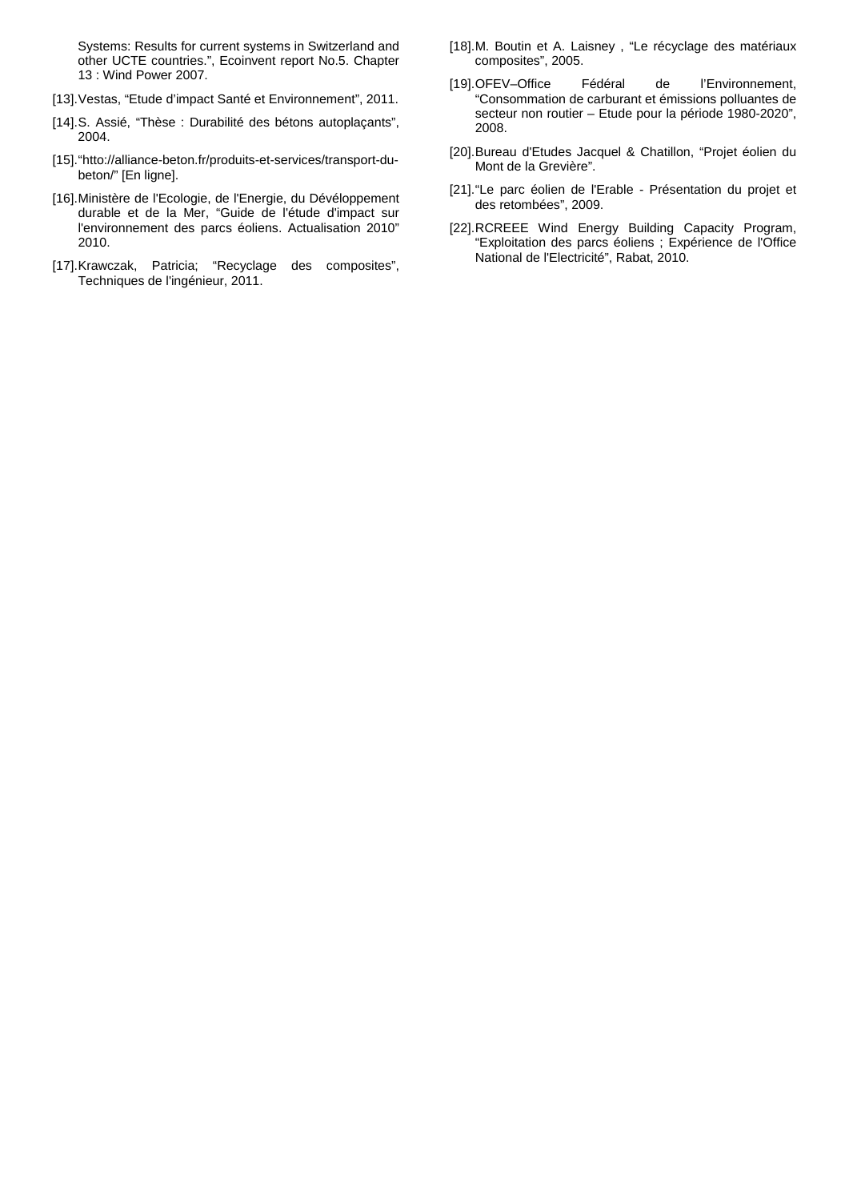Systems: Results for current systems in Switzerland and other UCTE countries.", Ecoinvent report No.5. Chapter 13 : Wind Power 2007.

[13].Vestas, "Etude d'impact Santé et Environnement", 2011.

[14].S. Assié, "Thèse : Durabilité des bétons autoplaçants", 2004.

[15]."htto://alliance-beton.fr/produits-et-services/transport-du-beton/" [En ligne].

[16].Ministère de l'Ecologie, de l'Energie, du Dévéloppement durable et de la Mer, "Guide de l'étude d'impact sur l'environnement des parcs éoliens. Actualisation 2010" 2010.

[17].Krawczak, Patricia; "Recyclage des composites", Techniques de l'ingénieur, 2011.

[18].M. Boutin et A. Laisney , "Le récyclage des matériaux composites", 2005.

[19].OFEV–Office Fédéral de l'Environnement, "Consommation de carburant et émissions polluantes de secteur non routier – Etude pour la période 1980-2020", 2008.

[20].Bureau d'Etudes Jacquel & Chatillon, "Projet éolien du Mont de la Grevière".

[21]."Le parc éolien de l'Erable - Présentation du projet et des retombées", 2009.

[22].RCREEE Wind Energy Building Capacity Program, "Exploitation des parcs éoliens ; Expérience de l'Office National de l'Electricité", Rabat, 2010.